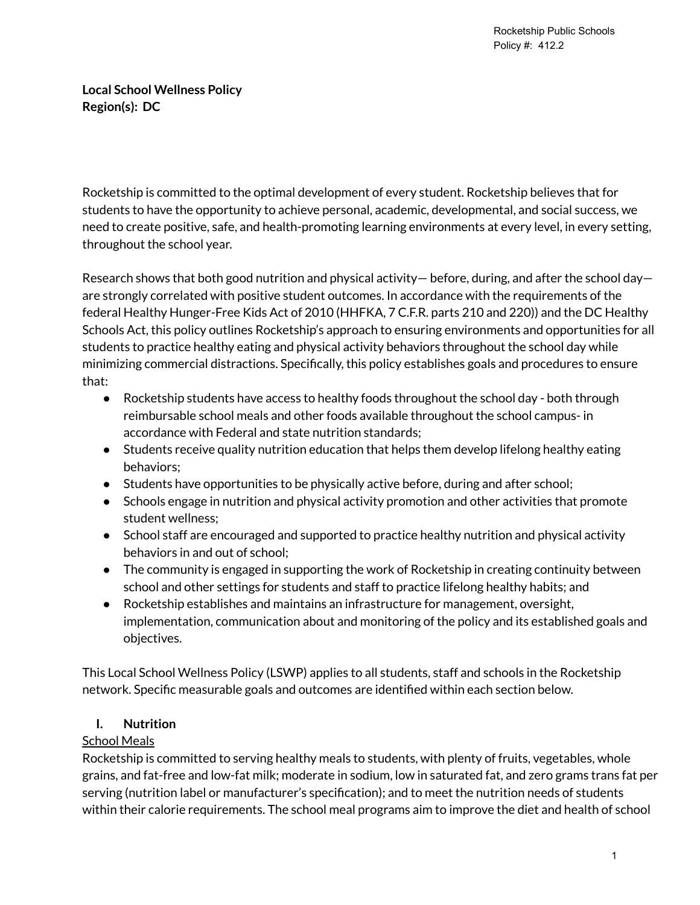Rocketship Public Schools
Policy #: 412.2

**Local School Wellness Policy**
**Region(s): DC**

Rocketship is committed to the optimal development of every student. Rocketship believes that for students to have the opportunity to achieve personal, academic, developmental, and social success, we need to create positive, safe, and health-promoting learning environments at every level, in every setting, throughout the school year.

Research shows that both good nutrition and physical activity— before, during, and after the school day— are strongly correlated with positive student outcomes. In accordance with the requirements of the federal Healthy Hunger-Free Kids Act of 2010 (HHFKA, 7 C.F.R. parts 210 and 220)) and the DC Healthy Schools Act, this policy outlines Rocketship's approach to ensuring environments and opportunities for all students to practice healthy eating and physical activity behaviors throughout the school day while minimizing commercial distractions. Specifically, this policy establishes goals and procedures to ensure that:

- Rocketship students have access to healthy foods throughout the school day - both through reimbursable school meals and other foods available throughout the school campus- in accordance with Federal and state nutrition standards;
- Students receive quality nutrition education that helps them develop lifelong healthy eating behaviors;
- Students have opportunities to be physically active before, during and after school;
- Schools engage in nutrition and physical activity promotion and other activities that promote student wellness;
- School staff are encouraged and supported to practice healthy nutrition and physical activity behaviors in and out of school;
- The community is engaged in supporting the work of Rocketship in creating continuity between school and other settings for students and staff to practice lifelong healthy habits; and
- Rocketship establishes and maintains an infrastructure for management, oversight, implementation, communication about and monitoring of the policy and its established goals and objectives.

This Local School Wellness Policy (LSWP) applies to all students, staff and schools in the Rocketship network. Specific measurable goals and outcomes are identified within each section below.

## I. Nutrition

<u>School Meals</u>

Rocketship is committed to serving healthy meals to students, with plenty of fruits, vegetables, whole grains, and fat-free and low-fat milk; moderate in sodium, low in saturated fat, and zero grams trans fat per serving (nutrition label or manufacturer's specification); and to meet the nutrition needs of students within their calorie requirements. The school meal programs aim to improve the diet and health of school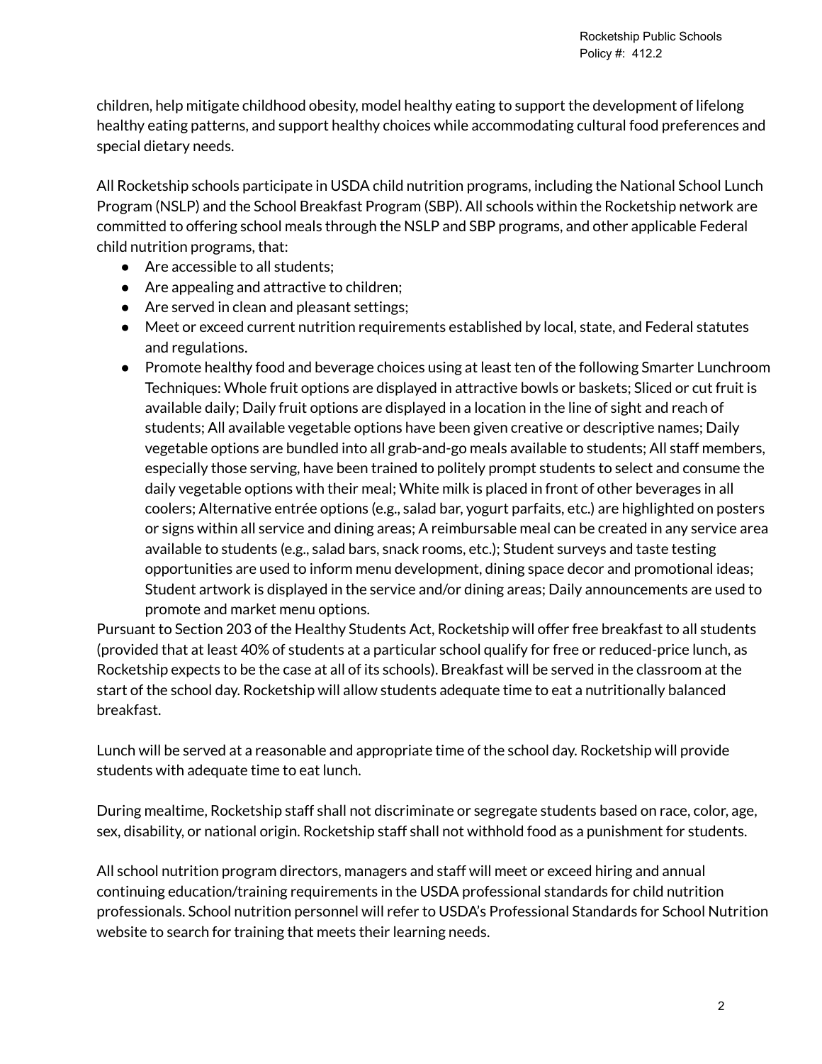children, help mitigate childhood obesity, model healthy eating to support the development of lifelong healthy eating patterns, and support healthy choices while accommodating cultural food preferences and special dietary needs.

All Rocketship schools participate in USDA child nutrition programs, including the National School Lunch Program (NSLP) and the School Breakfast Program (SBP). All schools within the Rocketship network are committed to offering school meals through the NSLP and SBP programs, and other applicable Federal child nutrition programs, that:

- Are accessible to all students;
- Are appealing and attractive to children;
- Are served in clean and pleasant settings;
- Meet or exceed current nutrition requirements established by local, state, and Federal statutes and regulations.
- Promote healthy food and beverage choices using at least ten of the following Smarter Lunchroom Techniques: Whole fruit options are displayed in attractive bowls or baskets; Sliced or cut fruit is available daily; Daily fruit options are displayed in a location in the line of sight and reach of students; All available vegetable options have been given creative or descriptive names; Daily vegetable options are bundled into all grab-and-go meals available to students; All staff members, especially those serving, have been trained to politely prompt students to select and consume the daily vegetable options with their meal; White milk is placed in front of other beverages in all coolers; Alternative entrée options (e.g., salad bar, yogurt parfaits, etc.) are highlighted on posters or signs within all service and dining areas; A reimbursable meal can be created in any service area available to students (e.g., salad bars, snack rooms, etc.); Student surveys and taste testing opportunities are used to inform menu development, dining space decor and promotional ideas; Student artwork is displayed in the service and/or dining areas; Daily announcements are used to promote and market menu options.

Pursuant to Section 203 of the Healthy Students Act, Rocketship will offer free breakfast to all students (provided that at least 40% of students at a particular school qualify for free or reduced-price lunch, as Rocketship expects to be the case at all of its schools). Breakfast will be served in the classroom at the start of the school day. Rocketship will allow students adequate time to eat a nutritionally balanced breakfast.

Lunch will be served at a reasonable and appropriate time of the school day. Rocketship will provide students with adequate time to eat lunch.

During mealtime, Rocketship staff shall not discriminate or segregate students based on race, color, age, sex, disability, or national origin. Rocketship staff shall not withhold food as a punishment for students.

All school nutrition program directors, managers and staff will meet or exceed hiring and annual continuing education/training requirements in the USDA professional standards for child nutrition professionals. School nutrition personnel will refer to USDA's Professional Standards for School Nutrition website to search for training that meets their learning needs.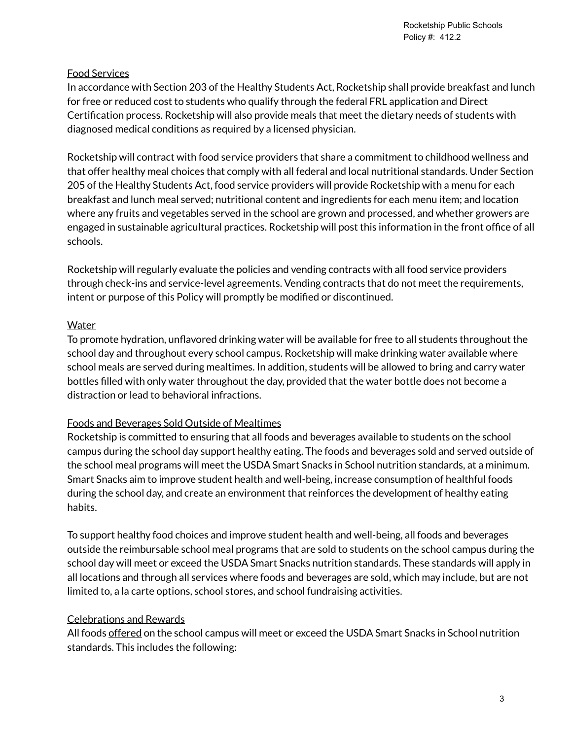Food Services

In accordance with Section 203 of the Healthy Students Act, Rocketship shall provide breakfast and lunch for free or reduced cost to students who qualify through the federal FRL application and Direct Certification process. Rocketship will also provide meals that meet the dietary needs of students with diagnosed medical conditions as required by a licensed physician.

Rocketship will contract with food service providers that share a commitment to childhood wellness and that offer healthy meal choices that comply with all federal and local nutritional standards. Under Section 205 of the Healthy Students Act, food service providers will provide Rocketship with a menu for each breakfast and lunch meal served; nutritional content and ingredients for each menu item; and location where any fruits and vegetables served in the school are grown and processed, and whether growers are engaged in sustainable agricultural practices. Rocketship will post this information in the front office of all schools.

Rocketship will regularly evaluate the policies and vending contracts with all food service providers through check-ins and service-level agreements. Vending contracts that do not meet the requirements, intent or purpose of this Policy will promptly be modified or discontinued.

Water

To promote hydration, unflavored drinking water will be available for free to all students throughout the school day and throughout every school campus. Rocketship will make drinking water available where school meals are served during mealtimes. In addition, students will be allowed to bring and carry water bottles filled with only water throughout the day, provided that the water bottle does not become a distraction or lead to behavioral infractions.

Foods and Beverages Sold Outside of Mealtimes

Rocketship is committed to ensuring that all foods and beverages available to students on the school campus during the school day support healthy eating. The foods and beverages sold and served outside of the school meal programs will meet the USDA Smart Snacks in School nutrition standards, at a minimum. Smart Snacks aim to improve student health and well-being, increase consumption of healthful foods during the school day, and create an environment that reinforces the development of healthy eating habits.

To support healthy food choices and improve student health and well-being, all foods and beverages outside the reimbursable school meal programs that are sold to students on the school campus during the school day will meet or exceed the USDA Smart Snacks nutrition standards. These standards will apply in all locations and through all services where foods and beverages are sold, which may include, but are not limited to, a la carte options, school stores, and school fundraising activities.

Celebrations and Rewards

All foods offered on the school campus will meet or exceed the USDA Smart Snacks in School nutrition standards. This includes the following: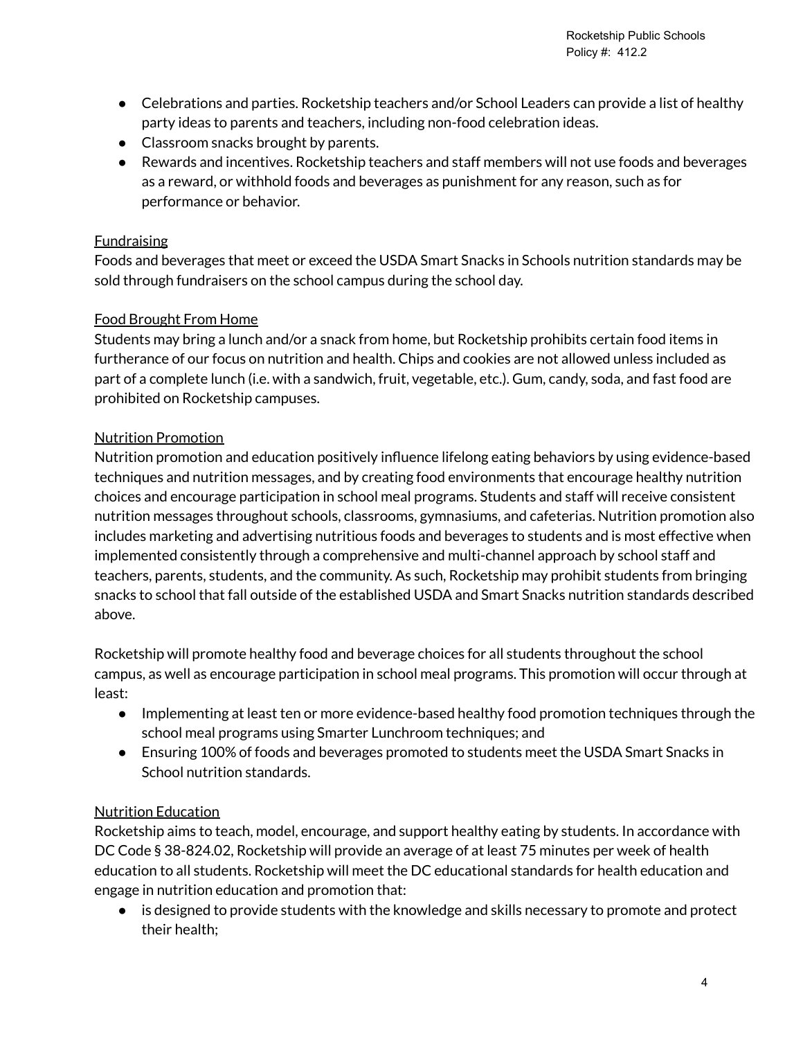- Celebrations and parties. Rocketship teachers and/or School Leaders can provide a list of healthy party ideas to parents and teachers, including non-food celebration ideas.
- Classroom snacks brought by parents.
- Rewards and incentives. Rocketship teachers and staff members will not use foods and beverages as a reward, or withhold foods and beverages as punishment for any reason, such as for performance or behavior.

<u>Fundraising</u>

Foods and beverages that meet or exceed the USDA Smart Snacks in Schools nutrition standards may be sold through fundraisers on the school campus during the school day.

<u>Food Brought From Home</u>

Students may bring a lunch and/or a snack from home, but Rocketship prohibits certain food items in furtherance of our focus on nutrition and health. Chips and cookies are not allowed unless included as part of a complete lunch (i.e. with a sandwich, fruit, vegetable, etc.). Gum, candy, soda, and fast food are prohibited on Rocketship campuses.

<u>Nutrition Promotion</u>

Nutrition promotion and education positively influence lifelong eating behaviors by using evidence-based techniques and nutrition messages, and by creating food environments that encourage healthy nutrition choices and encourage participation in school meal programs. Students and staff will receive consistent nutrition messages throughout schools, classrooms, gymnasiums, and cafeterias. Nutrition promotion also includes marketing and advertising nutritious foods and beverages to students and is most effective when implemented consistently through a comprehensive and multi-channel approach by school staff and teachers, parents, students, and the community. As such, Rocketship may prohibit students from bringing snacks to school that fall outside of the established USDA and Smart Snacks nutrition standards described above.

Rocketship will promote healthy food and beverage choices for all students throughout the school campus, as well as encourage participation in school meal programs. This promotion will occur through at least:

- Implementing at least ten or more evidence-based healthy food promotion techniques through the school meal programs using Smarter Lunchroom techniques; and
- Ensuring 100% of foods and beverages promoted to students meet the USDA Smart Snacks in School nutrition standards.

<u>Nutrition Education</u>

Rocketship aims to teach, model, encourage, and support healthy eating by students. In accordance with DC Code § 38-824.02, Rocketship will provide an average of at least 75 minutes per week of health education to all students. Rocketship will meet the DC educational standards for health education and engage in nutrition education and promotion that:

- is designed to provide students with the knowledge and skills necessary to promote and protect their health;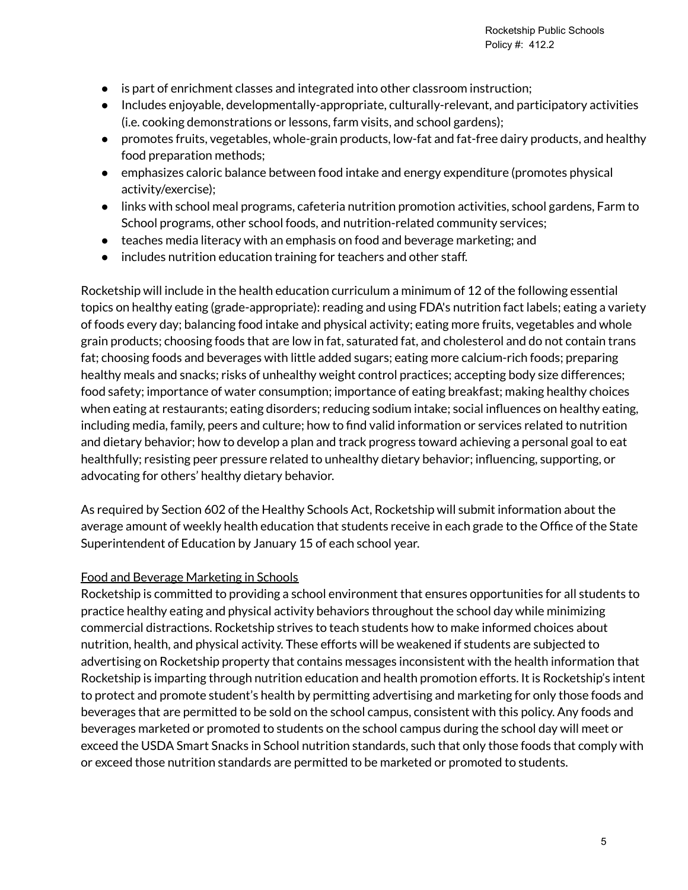- is part of enrichment classes and integrated into other classroom instruction;
- Includes enjoyable, developmentally-appropriate, culturally-relevant, and participatory activities (i.e. cooking demonstrations or lessons, farm visits, and school gardens);
- promotes fruits, vegetables, whole-grain products, low-fat and fat-free dairy products, and healthy food preparation methods;
- emphasizes caloric balance between food intake and energy expenditure (promotes physical activity/exercise);
- links with school meal programs, cafeteria nutrition promotion activities, school gardens, Farm to School programs, other school foods, and nutrition-related community services;
- teaches media literacy with an emphasis on food and beverage marketing; and
- includes nutrition education training for teachers and other staff.

Rocketship will include in the health education curriculum a minimum of 12 of the following essential topics on healthy eating (grade-appropriate): reading and using FDA's nutrition fact labels; eating a variety of foods every day; balancing food intake and physical activity; eating more fruits, vegetables and whole grain products; choosing foods that are low in fat, saturated fat, and cholesterol and do not contain trans fat; choosing foods and beverages with little added sugars; eating more calcium-rich foods; preparing healthy meals and snacks; risks of unhealthy weight control practices; accepting body size differences; food safety; importance of water consumption; importance of eating breakfast; making healthy choices when eating at restaurants; eating disorders; reducing sodium intake; social influences on healthy eating, including media, family, peers and culture; how to find valid information or services related to nutrition and dietary behavior; how to develop a plan and track progress toward achieving a personal goal to eat healthfully; resisting peer pressure related to unhealthy dietary behavior; influencing, supporting, or advocating for others' healthy dietary behavior.

As required by Section 602 of the Healthy Schools Act, Rocketship will submit information about the average amount of weekly health education that students receive in each grade to the Office of the State Superintendent of Education by January 15 of each school year.

Food and Beverage Marketing in Schools

Rocketship is committed to providing a school environment that ensures opportunities for all students to practice healthy eating and physical activity behaviors throughout the school day while minimizing commercial distractions. Rocketship strives to teach students how to make informed choices about nutrition, health, and physical activity. These efforts will be weakened if students are subjected to advertising on Rocketship property that contains messages inconsistent with the health information that Rocketship is imparting through nutrition education and health promotion efforts. It is Rocketship's intent to protect and promote student's health by permitting advertising and marketing for only those foods and beverages that are permitted to be sold on the school campus, consistent with this policy. Any foods and beverages marketed or promoted to students on the school campus during the school day will meet or exceed the USDA Smart Snacks in School nutrition standards, such that only those foods that comply with or exceed those nutrition standards are permitted to be marketed or promoted to students.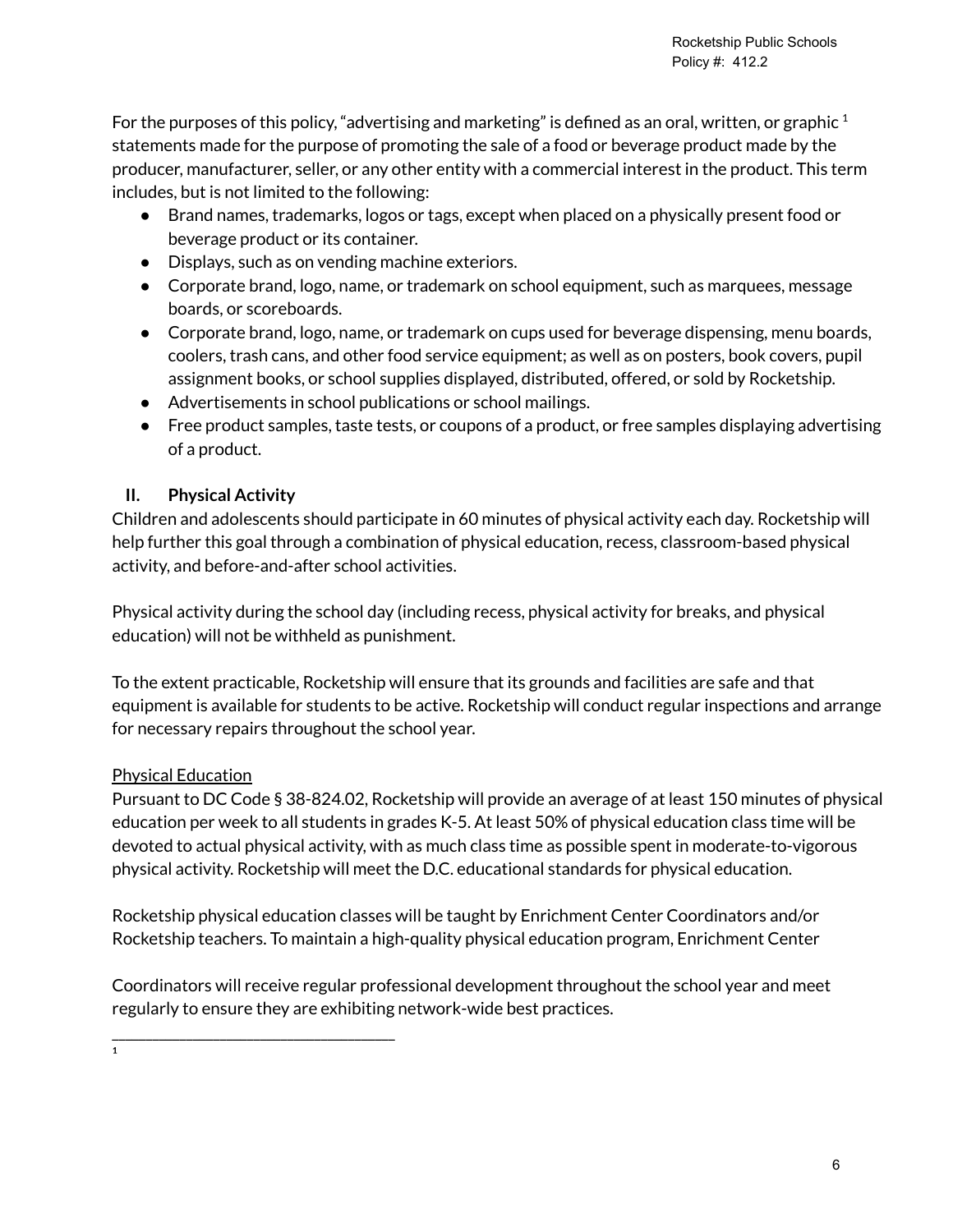For the purposes of this policy, "advertising and marketing" is defined as an oral, written, or graphic [1] statements made for the purpose of promoting the sale of a food or beverage product made by the producer, manufacturer, seller, or any other entity with a commercial interest in the product. This term includes, but is not limited to the following:

- Brand names, trademarks, logos or tags, except when placed on a physically present food or beverage product or its container.
- Displays, such as on vending machine exteriors.
- Corporate brand, logo, name, or trademark on school equipment, such as marquees, message boards, or scoreboards.
- Corporate brand, logo, name, or trademark on cups used for beverage dispensing, menu boards, coolers, trash cans, and other food service equipment; as well as on posters, book covers, pupil assignment books, or school supplies displayed, distributed, offered, or sold by Rocketship.
- Advertisements in school publications or school mailings.
- Free product samples, taste tests, or coupons of a product, or free samples displaying advertising of a product.

## II. Physical Activity

Children and adolescents should participate in 60 minutes of physical activity each day. Rocketship will help further this goal through a combination of physical education, recess, classroom-based physical activity, and before-and-after school activities.

Physical activity during the school day (including recess, physical activity for breaks, and physical education) will not be withheld as punishment.

To the extent practicable, Rocketship will ensure that its grounds and facilities are safe and that equipment is available for students to be active. Rocketship will conduct regular inspections and arrange for necessary repairs throughout the school year.

### Physical Education

Pursuant to DC Code § 38-824.02, Rocketship will provide an average of at least 150 minutes of physical education per week to all students in grades K-5. At least 50% of physical education class time will be devoted to actual physical activity, with as much class time as possible spent in moderate-to-vigorous physical activity. Rocketship will meet the D.C. educational standards for physical education.

Rocketship physical education classes will be taught by Enrichment Center Coordinators and/or Rocketship teachers. To maintain a high-quality physical education program, Enrichment Center Coordinators will receive regular professional development throughout the school year and meet regularly to ensure they are exhibiting network-wide best practices.

---

[1]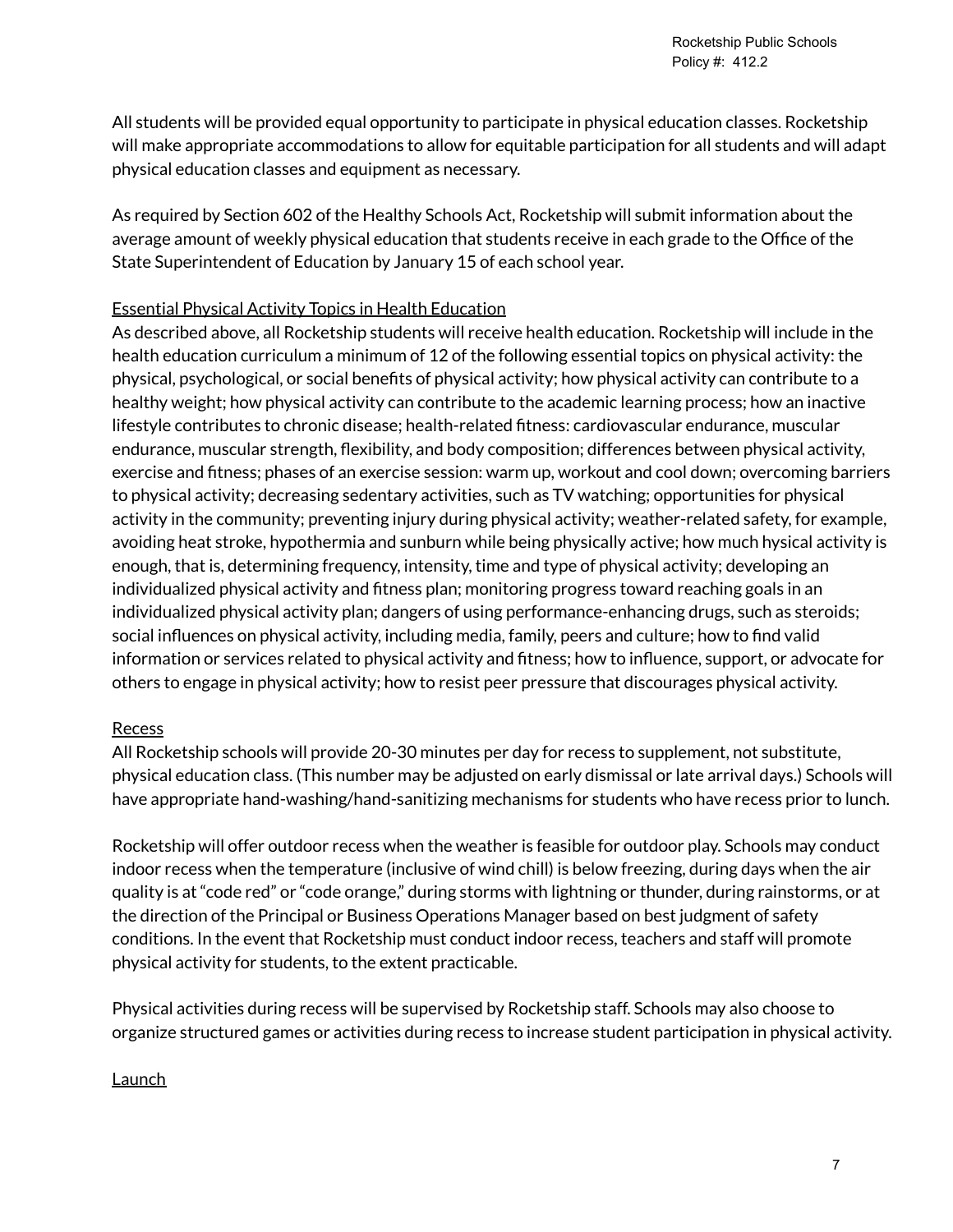All students will be provided equal opportunity to participate in physical education classes. Rocketship will make appropriate accommodations to allow for equitable participation for all students and will adapt physical education classes and equipment as necessary.

As required by Section 602 of the Healthy Schools Act, Rocketship will submit information about the average amount of weekly physical education that students receive in each grade to the Office of the State Superintendent of Education by January 15 of each school year.

<u>Essential Physical Activity Topics in Health Education</u>

As described above, all Rocketship students will receive health education. Rocketship will include in the health education curriculum a minimum of 12 of the following essential topics on physical activity: the physical, psychological, or social benefits of physical activity; how physical activity can contribute to a healthy weight; how physical activity can contribute to the academic learning process; how an inactive lifestyle contributes to chronic disease; health-related fitness: cardiovascular endurance, muscular endurance, muscular strength, flexibility, and body composition; differences between physical activity, exercise and fitness; phases of an exercise session: warm up, workout and cool down; overcoming barriers to physical activity; decreasing sedentary activities, such as TV watching; opportunities for physical activity in the community; preventing injury during physical activity; weather-related safety, for example, avoiding heat stroke, hypothermia and sunburn while being physically active; how much hysical activity is enough, that is, determining frequency, intensity, time and type of physical activity; developing an individualized physical activity and fitness plan; monitoring progress toward reaching goals in an individualized physical activity plan; dangers of using performance-enhancing drugs, such as steroids; social influences on physical activity, including media, family, peers and culture; how to find valid information or services related to physical activity and fitness; how to influence, support, or advocate for others to engage in physical activity; how to resist peer pressure that discourages physical activity.

<u>Recess</u>

All Rocketship schools will provide 20-30 minutes per day for recess to supplement, not substitute, physical education class. (This number may be adjusted on early dismissal or late arrival days.) Schools will have appropriate hand-washing/hand-sanitizing mechanisms for students who have recess prior to lunch.

Rocketship will offer outdoor recess when the weather is feasible for outdoor play. Schools may conduct indoor recess when the temperature (inclusive of wind chill) is below freezing, during days when the air quality is at "code red" or "code orange," during storms with lightning or thunder, during rainstorms, or at the direction of the Principal or Business Operations Manager based on best judgment of safety conditions. In the event that Rocketship must conduct indoor recess, teachers and staff will promote physical activity for students, to the extent practicable.

Physical activities during recess will be supervised by Rocketship staff. Schools may also choose to organize structured games or activities during recess to increase student participation in physical activity.

<u>Launch</u>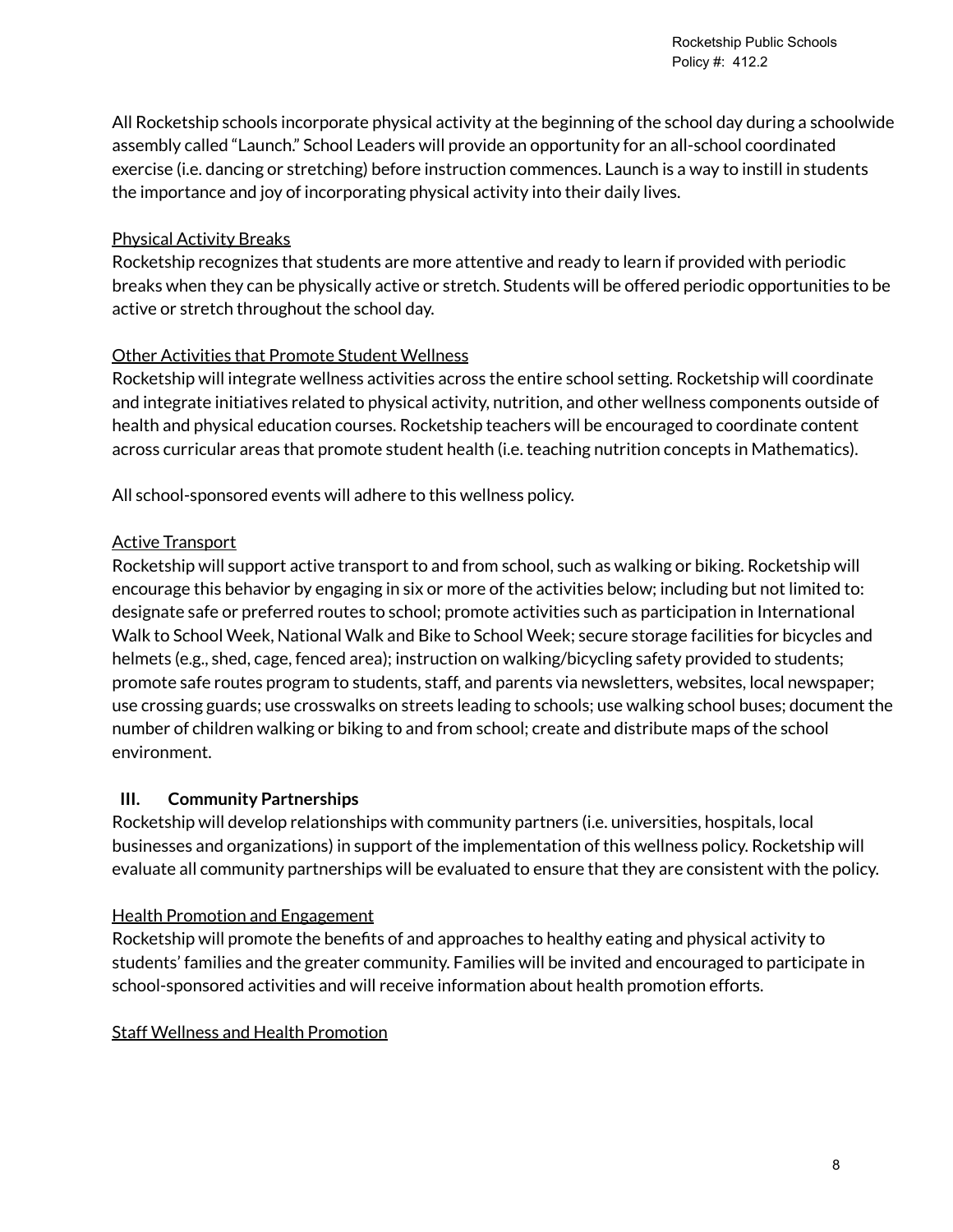All Rocketship schools incorporate physical activity at the beginning of the school day during a schoolwide assembly called "Launch." School Leaders will provide an opportunity for an all-school coordinated exercise (i.e. dancing or stretching) before instruction commences. Launch is a way to instill in students the importance and joy of incorporating physical activity into their daily lives.

<u>Physical Activity Breaks</u>

Rocketship recognizes that students are more attentive and ready to learn if provided with periodic breaks when they can be physically active or stretch. Students will be offered periodic opportunities to be active or stretch throughout the school day.

<u>Other Activities that Promote Student Wellness</u>

Rocketship will integrate wellness activities across the entire school setting. Rocketship will coordinate and integrate initiatives related to physical activity, nutrition, and other wellness components outside of health and physical education courses. Rocketship teachers will be encouraged to coordinate content across curricular areas that promote student health (i.e. teaching nutrition concepts in Mathematics).

All school-sponsored events will adhere to this wellness policy.

<u>Active Transport</u>

Rocketship will support active transport to and from school, such as walking or biking. Rocketship will encourage this behavior by engaging in six or more of the activities below; including but not limited to: designate safe or preferred routes to school; promote activities such as participation in International Walk to School Week, National Walk and Bike to School Week; secure storage facilities for bicycles and helmets (e.g., shed, cage, fenced area); instruction on walking/bicycling safety provided to students; promote safe routes program to students, staff, and parents via newsletters, websites, local newspaper; use crossing guards; use crosswalks on streets leading to schools; use walking school buses; document the number of children walking or biking to and from school; create and distribute maps of the school environment.

## III. Community Partnerships

Rocketship will develop relationships with community partners (i.e. universities, hospitals, local businesses and organizations) in support of the implementation of this wellness policy. Rocketship will evaluate all community partnerships will be evaluated to ensure that they are consistent with the policy.

<u>Health Promotion and Engagement</u>

Rocketship will promote the benefits of and approaches to healthy eating and physical activity to students' families and the greater community. Families will be invited and encouraged to participate in school-sponsored activities and will receive information about health promotion efforts.

<u>Staff Wellness and Health Promotion</u>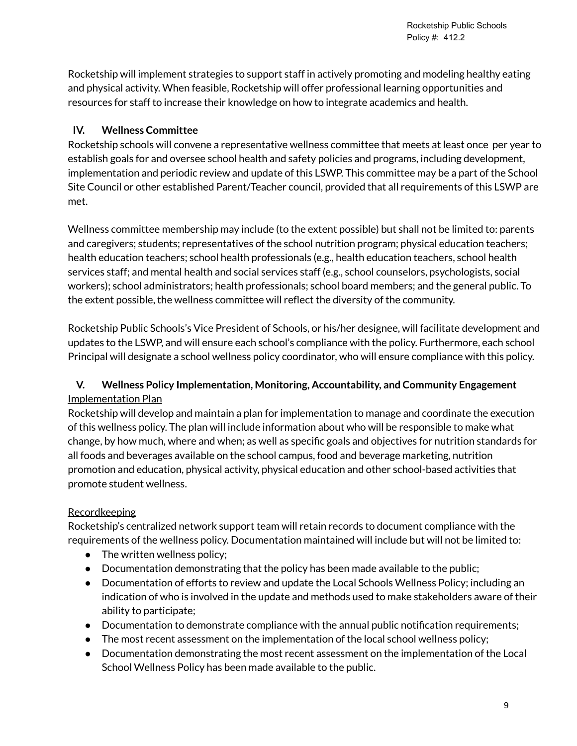Rocketship will implement strategies to support staff in actively promoting and modeling healthy eating and physical activity. When feasible, Rocketship will offer professional learning opportunities and resources for staff to increase their knowledge on how to integrate academics and health.

## IV. Wellness Committee

Rocketship schools will convene a representative wellness committee that meets at least once per year to establish goals for and oversee school health and safety policies and programs, including development, implementation and periodic review and update of this LSWP. This committee may be a part of the School Site Council or other established Parent/Teacher council, provided that all requirements of this LSWP are met.

Wellness committee membership may include (to the extent possible) but shall not be limited to: parents and caregivers; students; representatives of the school nutrition program; physical education teachers; health education teachers; school health professionals (e.g., health education teachers, school health services staff; and mental health and social services staff (e.g., school counselors, psychologists, social workers); school administrators; health professionals; school board members; and the general public. To the extent possible, the wellness committee will reflect the diversity of the community.

Rocketship Public Schools's Vice President of Schools, or his/her designee, will facilitate development and updates to the LSWP, and will ensure each school's compliance with the policy. Furthermore, each school Principal will designate a school wellness policy coordinator, who will ensure compliance with this policy.

## V. Wellness Policy Implementation, Monitoring, Accountability, and Community Engagement

<u>Implementation Plan</u>

Rocketship will develop and maintain a plan for implementation to manage and coordinate the execution of this wellness policy. The plan will include information about who will be responsible to make what change, by how much, where and when; as well as specific goals and objectives for nutrition standards for all foods and beverages available on the school campus, food and beverage marketing, nutrition promotion and education, physical activity, physical education and other school-based activities that promote student wellness.

<u>Recordkeeping</u>

Rocketship's centralized network support team will retain records to document compliance with the requirements of the wellness policy. Documentation maintained will include but will not be limited to:

- The written wellness policy;
- Documentation demonstrating that the policy has been made available to the public;
- Documentation of efforts to review and update the Local Schools Wellness Policy; including an indication of who is involved in the update and methods used to make stakeholders aware of their ability to participate;
- Documentation to demonstrate compliance with the annual public notification requirements;
- The most recent assessment on the implementation of the local school wellness policy;
- Documentation demonstrating the most recent assessment on the implementation of the Local School Wellness Policy has been made available to the public.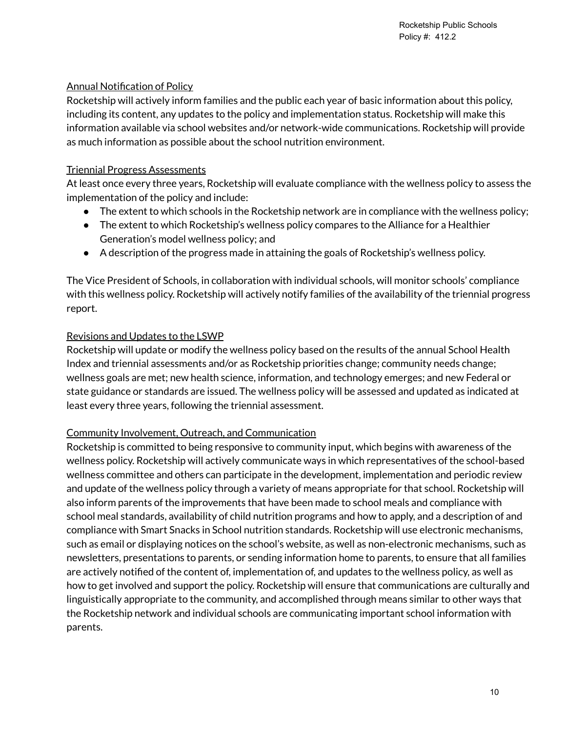Annual Notification of Policy

Rocketship will actively inform families and the public each year of basic information about this policy, including its content, any updates to the policy and implementation status. Rocketship will make this information available via school websites and/or network-wide communications. Rocketship will provide as much information as possible about the school nutrition environment.

Triennial Progress Assessments

At least once every three years, Rocketship will evaluate compliance with the wellness policy to assess the implementation of the policy and include:

- The extent to which schools in the Rocketship network are in compliance with the wellness policy;
- The extent to which Rocketship's wellness policy compares to the Alliance for a Healthier Generation's model wellness policy; and
- A description of the progress made in attaining the goals of Rocketship's wellness policy.

The Vice President of Schools, in collaboration with individual schools, will monitor schools' compliance with this wellness policy. Rocketship will actively notify families of the availability of the triennial progress report.

Revisions and Updates to the LSWP

Rocketship will update or modify the wellness policy based on the results of the annual School Health Index and triennial assessments and/or as Rocketship priorities change; community needs change; wellness goals are met; new health science, information, and technology emerges; and new Federal or state guidance or standards are issued. The wellness policy will be assessed and updated as indicated at least every three years, following the triennial assessment.

Community Involvement, Outreach, and Communication

Rocketship is committed to being responsive to community input, which begins with awareness of the wellness policy. Rocketship will actively communicate ways in which representatives of the school-based wellness committee and others can participate in the development, implementation and periodic review and update of the wellness policy through a variety of means appropriate for that school. Rocketship will also inform parents of the improvements that have been made to school meals and compliance with school meal standards, availability of child nutrition programs and how to apply, and a description of and compliance with Smart Snacks in School nutrition standards. Rocketship will use electronic mechanisms, such as email or displaying notices on the school's website, as well as non-electronic mechanisms, such as newsletters, presentations to parents, or sending information home to parents, to ensure that all families are actively notified of the content of, implementation of, and updates to the wellness policy, as well as how to get involved and support the policy. Rocketship will ensure that communications are culturally and linguistically appropriate to the community, and accomplished through means similar to other ways that the Rocketship network and individual schools are communicating important school information with parents.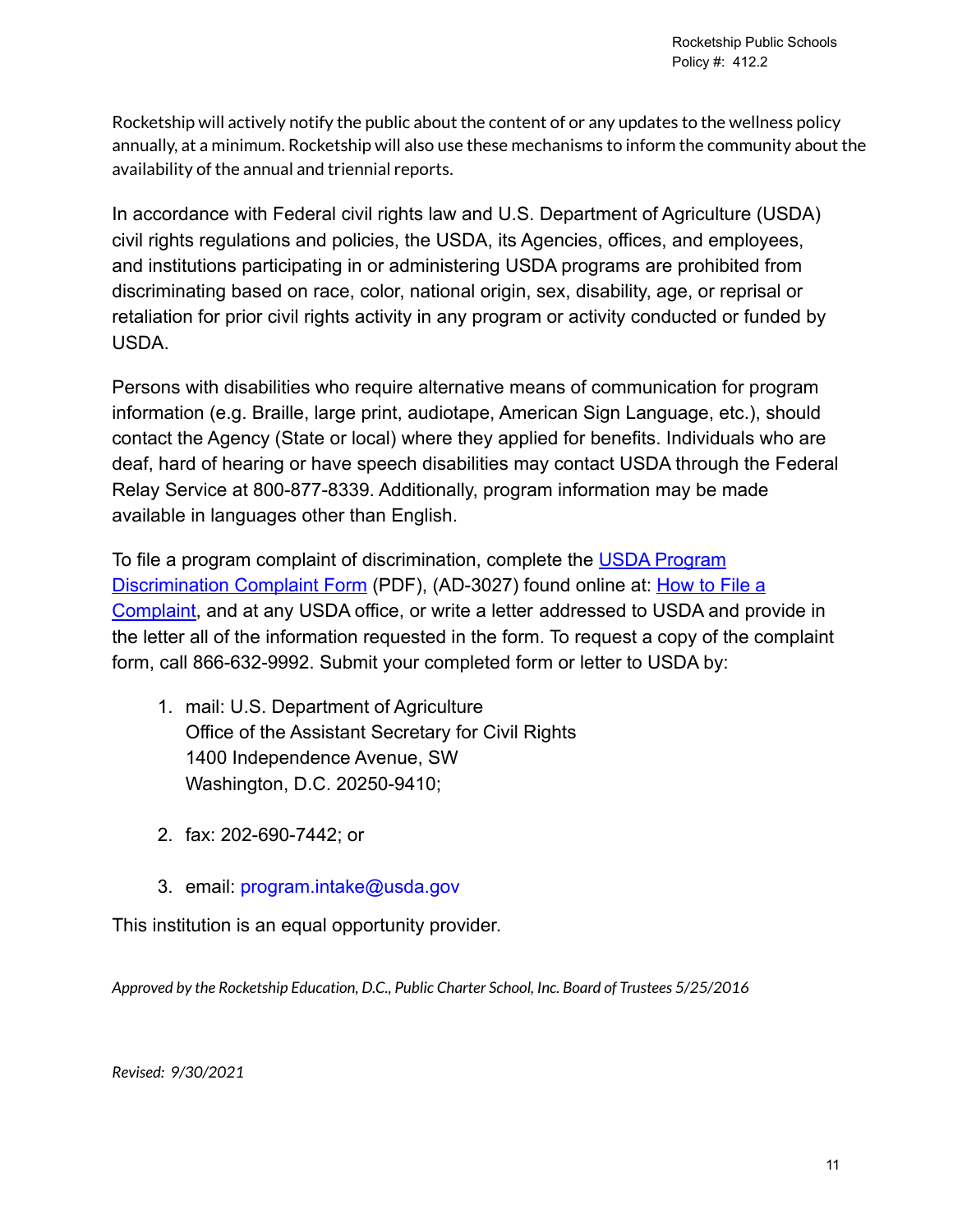Rocketship will actively notify the public about the content of or any updates to the wellness policy annually, at a minimum. Rocketship will also use these mechanisms to inform the community about the availability of the annual and triennial reports.

In accordance with Federal civil rights law and U.S. Department of Agriculture (USDA) civil rights regulations and policies, the USDA, its Agencies, offices, and employees, and institutions participating in or administering USDA programs are prohibited from discriminating based on race, color, national origin, sex, disability, age, or reprisal or retaliation for prior civil rights activity in any program or activity conducted or funded by USDA.

Persons with disabilities who require alternative means of communication for program information (e.g. Braille, large print, audiotape, American Sign Language, etc.), should contact the Agency (State or local) where they applied for benefits. Individuals who are deaf, hard of hearing or have speech disabilities may contact USDA through the Federal Relay Service at 800-877-8339. Additionally, program information may be made available in languages other than English.

To file a program complaint of discrimination, complete the USDA Program Discrimination Complaint Form (PDF), (AD-3027) found online at: How to File a Complaint, and at any USDA office, or write a letter addressed to USDA and provide in the letter all of the information requested in the form. To request a copy of the complaint form, call 866-632-9992. Submit your completed form or letter to USDA by:

1. mail: U.S. Department of Agriculture
   Office of the Assistant Secretary for Civil Rights
   1400 Independence Avenue, SW
   Washington, D.C. 20250-9410;

2. fax: 202-690-7442; or

3. email: program.intake@usda.gov

This institution is an equal opportunity provider.

*Approved by the Rocketship Education, D.C., Public Charter School, Inc. Board of Trustees 5/25/2016*

*Revised: 9/30/2021*